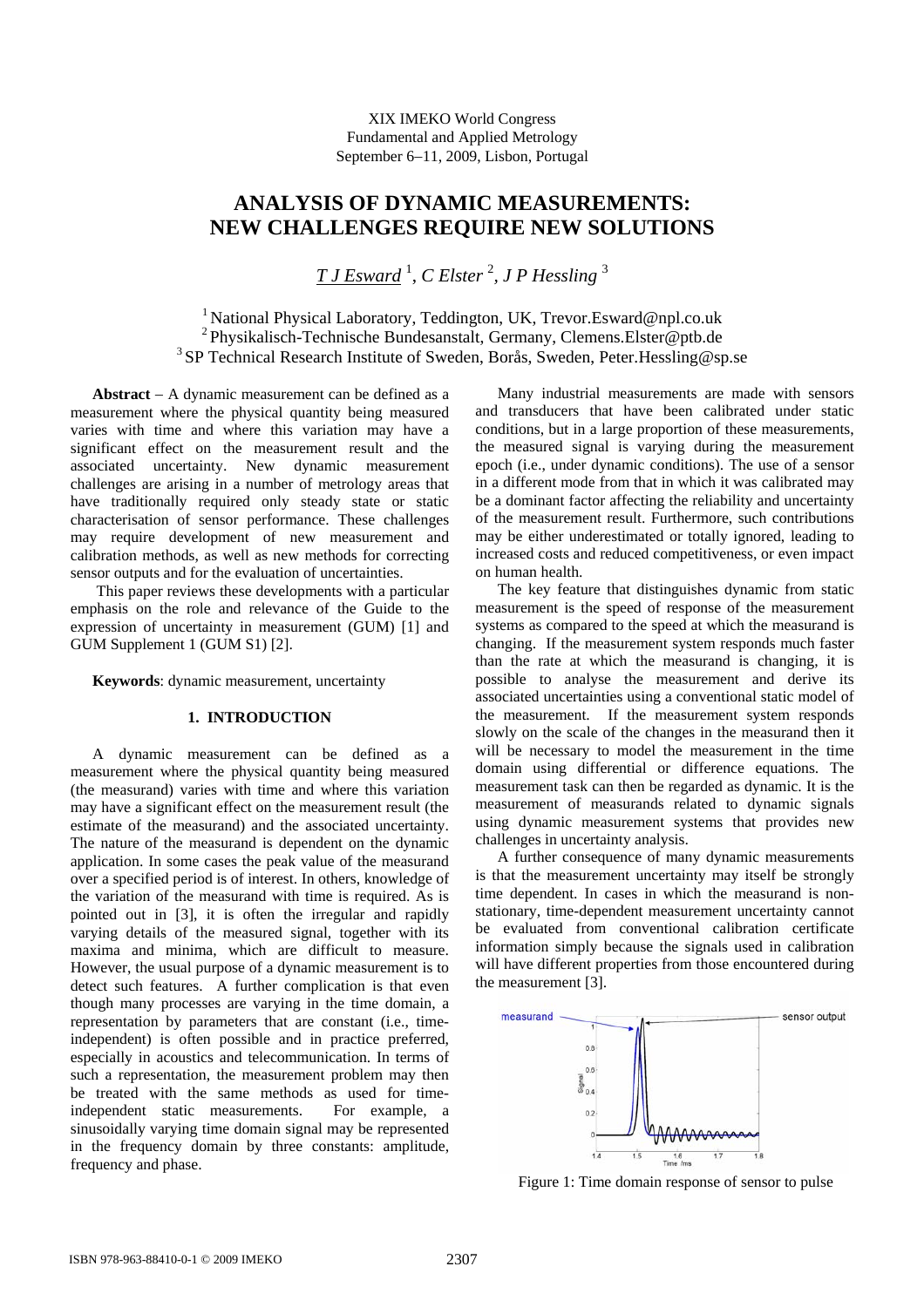XIX IMEKO World Congress
Fundamental and Applied Metrology
September 6−11, 2009, Lisbon, Portugal

# ANALYSIS OF DYNAMIC MEASUREMENTS: NEW CHALLENGES REQUIRE NEW SOLUTIONS

*T J Esward* [1], *C Elster* [2], *J P Hessling* [3]

[1] National Physical Laboratory, Teddington, UK, Trevor.Esward@npl.co.uk
[2] Physikalisch-Technische Bundesanstalt, Germany, Clemens.Elster@ptb.de
[3] SP Technical Research Institute of Sweden, Borås, Sweden, Peter.Hessling@sp.se

**Abstract** – A dynamic measurement can be defined as a measurement where the physical quantity being measured varies with time and where this variation may have a significant effect on the measurement result and the associated uncertainty. New dynamic measurement challenges are arising in a number of metrology areas that have traditionally required only steady state or static characterisation of sensor performance. These challenges may require development of new measurement and calibration methods, as well as new methods for correcting sensor outputs and for the evaluation of uncertainties.

This paper reviews these developments with a particular emphasis on the role and relevance of the Guide to the expression of uncertainty in measurement (GUM) [1] and GUM Supplement 1 (GUM S1) [2].

**Keywords**: dynamic measurement, uncertainty

## 1. INTRODUCTION

A dynamic measurement can be defined as a measurement where the physical quantity being measured (the measurand) varies with time and where this variation may have a significant effect on the measurement result (the estimate of the measurand) and the associated uncertainty. The nature of the measurand is dependent on the dynamic application. In some cases the peak value of the measurand over a specified period is of interest. In others, knowledge of the variation of the measurand with time is required. As is pointed out in [3], it is often the irregular and rapidly varying details of the measured signal, together with its maxima and minima, which are difficult to measure. However, the usual purpose of a dynamic measurement is to detect such features. A further complication is that even though many processes are varying in the time domain, a representation by parameters that are constant (i.e., time-independent) is often possible and in practice preferred, especially in acoustics and telecommunication. In terms of such a representation, the measurement problem may then be treated with the same methods as used for time-independent static measurements. For example, a sinusoidally varying time domain signal may be represented in the frequency domain by three constants: amplitude, frequency and phase.

Many industrial measurements are made with sensors and transducers that have been calibrated under static conditions, but in a large proportion of these measurements, the measured signal is varying during the measurement epoch (i.e., under dynamic conditions). The use of a sensor in a different mode from that in which it was calibrated may be a dominant factor affecting the reliability and uncertainty of the measurement result. Furthermore, such contributions may be either underestimated or totally ignored, leading to increased costs and reduced competitiveness, or even impact on human health.

The key feature that distinguishes dynamic from static measurement is the speed of response of the measurement systems as compared to the speed at which the measurand is changing. If the measurement system responds much faster than the rate at which the measurand is changing, it is possible to analyse the measurement and derive its associated uncertainties using a conventional static model of the measurement. If the measurement system responds slowly on the scale of the changes in the measurand then it will be necessary to model the measurement in the time domain using differential or difference equations. The measurement task can then be regarded as dynamic. It is the measurement of measurands related to dynamic signals using dynamic measurement systems that provides new challenges in uncertainty analysis.

A further consequence of many dynamic measurements is that the measurement uncertainty may itself be strongly time dependent. In cases in which the measurand is non-stationary, time-dependent measurement uncertainty cannot be evaluated from conventional calibration certificate information simply because the signals used in calibration will have different properties from those encountered during the measurement [3].

Figure 1: Time domain response of sensor to pulse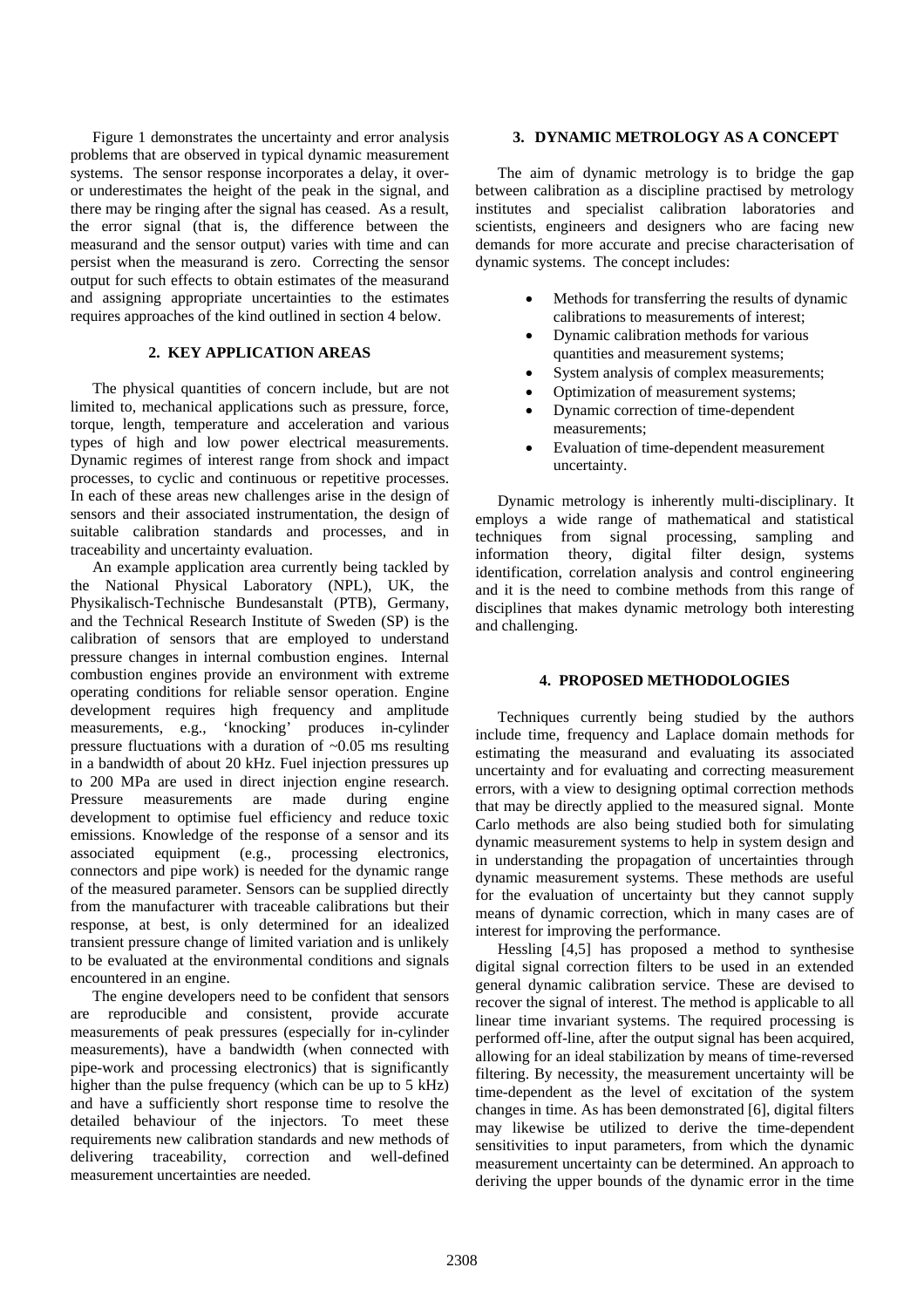Figure 1 demonstrates the uncertainty and error analysis problems that are observed in typical dynamic measurement systems. The sensor response incorporates a delay, it over- or underestimates the height of the peak in the signal, and there may be ringing after the signal has ceased. As a result, the error signal (that is, the difference between the measurand and the sensor output) varies with time and can persist when the measurand is zero. Correcting the sensor output for such effects to obtain estimates of the measurand and assigning appropriate uncertainties to the estimates requires approaches of the kind outlined in section 4 below.

## 2. KEY APPLICATION AREAS

The physical quantities of concern include, but are not limited to, mechanical applications such as pressure, force, torque, length, temperature and acceleration and various types of high and low power electrical measurements. Dynamic regimes of interest range from shock and impact processes, to cyclic and continuous or repetitive processes. In each of these areas new challenges arise in the design of sensors and their associated instrumentation, the design of suitable calibration standards and processes, and in traceability and uncertainty evaluation.

An example application area currently being tackled by the National Physical Laboratory (NPL), UK, the Physikalisch-Technische Bundesanstalt (PTB), Germany, and the Technical Research Institute of Sweden (SP) is the calibration of sensors that are employed to understand pressure changes in internal combustion engines. Internal combustion engines provide an environment with extreme operating conditions for reliable sensor operation. Engine development requires high frequency and amplitude measurements, e.g., 'knocking' produces in-cylinder pressure fluctuations with a duration of ~0.05 ms resulting in a bandwidth of about 20 kHz. Fuel injection pressures up to 200 MPa are used in direct injection engine research. Pressure measurements are made during engine development to optimise fuel efficiency and reduce toxic emissions. Knowledge of the response of a sensor and its associated equipment (e.g., processing electronics, connectors and pipe work) is needed for the dynamic range of the measured parameter. Sensors can be supplied directly from the manufacturer with traceable calibrations but their response, at best, is only determined for an idealized transient pressure change of limited variation and is unlikely to be evaluated at the environmental conditions and signals encountered in an engine.

The engine developers need to be confident that sensors are reproducible and consistent, provide accurate measurements of peak pressures (especially for in-cylinder measurements), have a bandwidth (when connected with pipe-work and processing electronics) that is significantly higher than the pulse frequency (which can be up to 5 kHz) and have a sufficiently short response time to resolve the detailed behaviour of the injectors. To meet these requirements new calibration standards and new methods of delivering traceability, correction and well-defined measurement uncertainties are needed.

## 3. DYNAMIC METROLOGY AS A CONCEPT

The aim of dynamic metrology is to bridge the gap between calibration as a discipline practised by metrology institutes and specialist calibration laboratories and scientists, engineers and designers who are facing new demands for more accurate and precise characterisation of dynamic systems. The concept includes:

- Methods for transferring the results of dynamic calibrations to measurements of interest;
- Dynamic calibration methods for various quantities and measurement systems;
- System analysis of complex measurements;
- Optimization of measurement systems;
- Dynamic correction of time-dependent measurements;
- Evaluation of time-dependent measurement uncertainty.

Dynamic metrology is inherently multi-disciplinary. It employs a wide range of mathematical and statistical techniques from signal processing, sampling and information theory, digital filter design, systems identification, correlation analysis and control engineering and it is the need to combine methods from this range of disciplines that makes dynamic metrology both interesting and challenging.

## 4. PROPOSED METHODOLOGIES

Techniques currently being studied by the authors include time, frequency and Laplace domain methods for estimating the measurand and evaluating its associated uncertainty and for evaluating and correcting measurement errors, with a view to designing optimal correction methods that may be directly applied to the measured signal. Monte Carlo methods are also being studied both for simulating dynamic measurement systems to help in system design and in understanding the propagation of uncertainties through dynamic measurement systems. These methods are useful for the evaluation of uncertainty but they cannot supply means of dynamic correction, which in many cases are of interest for improving the performance.

Hessling [4,5] has proposed a method to synthesise digital signal correction filters to be used in an extended general dynamic calibration service. These are devised to recover the signal of interest. The method is applicable to all linear time invariant systems. The required processing is performed off-line, after the output signal has been acquired, allowing for an ideal stabilization by means of time-reversed filtering. By necessity, the measurement uncertainty will be time-dependent as the level of excitation of the system changes in time. As has been demonstrated [6], digital filters may likewise be utilized to derive the time-dependent sensitivities to input parameters, from which the dynamic measurement uncertainty can be determined. An approach to deriving the upper bounds of the dynamic error in the time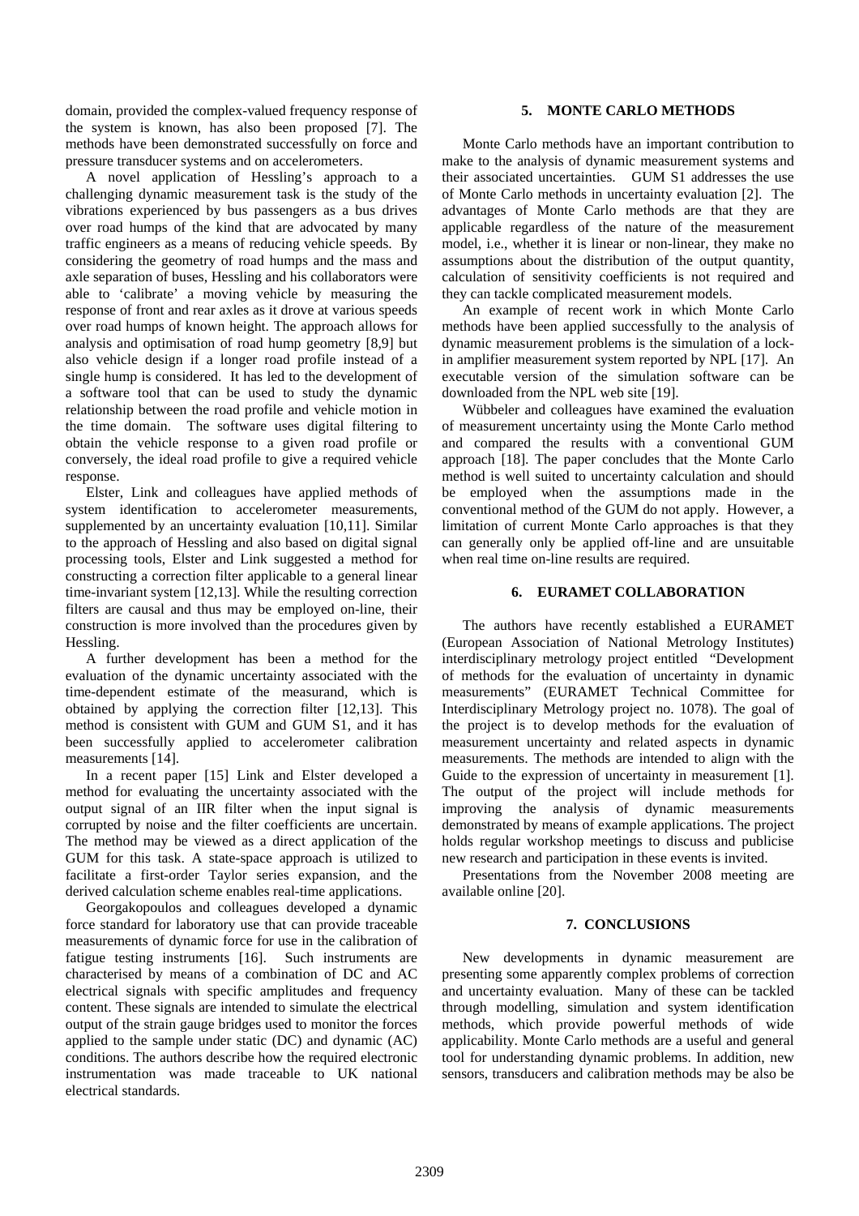domain, provided the complex-valued frequency response of the system is known, has also been proposed [7]. The methods have been demonstrated successfully on force and pressure transducer systems and on accelerometers.

A novel application of Hessling's approach to a challenging dynamic measurement task is the study of the vibrations experienced by bus passengers as a bus drives over road humps of the kind that are advocated by many traffic engineers as a means of reducing vehicle speeds. By considering the geometry of road humps and the mass and axle separation of buses, Hessling and his collaborators were able to 'calibrate' a moving vehicle by measuring the response of front and rear axles as it drove at various speeds over road humps of known height. The approach allows for analysis and optimisation of road hump geometry [8,9] but also vehicle design if a longer road profile instead of a single hump is considered. It has led to the development of a software tool that can be used to study the dynamic relationship between the road profile and vehicle motion in the time domain. The software uses digital filtering to obtain the vehicle response to a given road profile or conversely, the ideal road profile to give a required vehicle response.

Elster, Link and colleagues have applied methods of system identification to accelerometer measurements, supplemented by an uncertainty evaluation [10,11]. Similar to the approach of Hessling and also based on digital signal processing tools, Elster and Link suggested a method for constructing a correction filter applicable to a general linear time-invariant system [12,13]. While the resulting correction filters are causal and thus may be employed on-line, their construction is more involved than the procedures given by Hessling.

A further development has been a method for the evaluation of the dynamic uncertainty associated with the time-dependent estimate of the measurand, which is obtained by applying the correction filter [12,13]. This method is consistent with GUM and GUM S1, and it has been successfully applied to accelerometer calibration measurements [14].

In a recent paper [15] Link and Elster developed a method for evaluating the uncertainty associated with the output signal of an IIR filter when the input signal is corrupted by noise and the filter coefficients are uncertain. The method may be viewed as a direct application of the GUM for this task. A state-space approach is utilized to facilitate a first-order Taylor series expansion, and the derived calculation scheme enables real-time applications.

Georgakopoulos and colleagues developed a dynamic force standard for laboratory use that can provide traceable measurements of dynamic force for use in the calibration of fatigue testing instruments [16]. Such instruments are characterised by means of a combination of DC and AC electrical signals with specific amplitudes and frequency content. These signals are intended to simulate the electrical output of the strain gauge bridges used to monitor the forces applied to the sample under static (DC) and dynamic (AC) conditions. The authors describe how the required electronic instrumentation was made traceable to UK national electrical standards.

## 5. MONTE CARLO METHODS

Monte Carlo methods have an important contribution to make to the analysis of dynamic measurement systems and their associated uncertainties. GUM S1 addresses the use of Monte Carlo methods in uncertainty evaluation [2]. The advantages of Monte Carlo methods are that they are applicable regardless of the nature of the measurement model, i.e., whether it is linear or non-linear, they make no assumptions about the distribution of the output quantity, calculation of sensitivity coefficients is not required and they can tackle complicated measurement models.

An example of recent work in which Monte Carlo methods have been applied successfully to the analysis of dynamic measurement problems is the simulation of a lock-in amplifier measurement system reported by NPL [17]. An executable version of the simulation software can be downloaded from the NPL web site [19].

Wübbeler and colleagues have examined the evaluation of measurement uncertainty using the Monte Carlo method and compared the results with a conventional GUM approach [18]. The paper concludes that the Monte Carlo method is well suited to uncertainty calculation and should be employed when the assumptions made in the conventional method of the GUM do not apply. However, a limitation of current Monte Carlo approaches is that they can generally only be applied off-line and are unsuitable when real time on-line results are required.

## 6. EURAMET COLLABORATION

The authors have recently established a EURAMET (European Association of National Metrology Institutes) interdisciplinary metrology project entitled "Development of methods for the evaluation of uncertainty in dynamic measurements" (EURAMET Technical Committee for Interdisciplinary Metrology project no. 1078). The goal of the project is to develop methods for the evaluation of measurement uncertainty and related aspects in dynamic measurements. The methods are intended to align with the Guide to the expression of uncertainty in measurement [1]. The output of the project will include methods for improving the analysis of dynamic measurements demonstrated by means of example applications. The project holds regular workshop meetings to discuss and publicise new research and participation in these events is invited.

Presentations from the November 2008 meeting are available online [20].

## 7. CONCLUSIONS

New developments in dynamic measurement are presenting some apparently complex problems of correction and uncertainty evaluation. Many of these can be tackled through modelling, simulation and system identification methods, which provide powerful methods of wide applicability. Monte Carlo methods are a useful and general tool for understanding dynamic problems. In addition, new sensors, transducers and calibration methods may be also be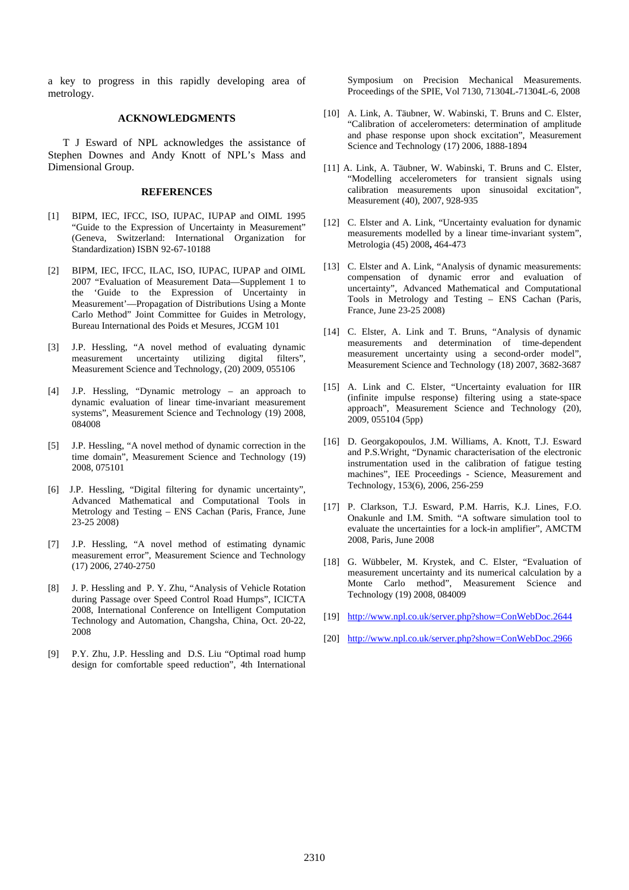a key to progress in this rapidly developing area of metrology.

## ACKNOWLEDGMENTS

T J Esward of NPL acknowledges the assistance of Stephen Downes and Andy Knott of NPL's Mass and Dimensional Group.

## REFERENCES

[1] BIPM, IEC, IFCC, ISO, IUPAC, IUPAP and OIML 1995 "Guide to the Expression of Uncertainty in Measurement" (Geneva, Switzerland: International Organization for Standardization) ISBN 92-67-10188

[2] BIPM, IEC, IFCC, ILAC, ISO, IUPAC, IUPAP and OIML 2007 "Evaluation of Measurement Data—Supplement 1 to the 'Guide to the Expression of Uncertainty in Measurement'—Propagation of Distributions Using a Monte Carlo Method" Joint Committee for Guides in Metrology, Bureau International des Poids et Mesures, JCGM 101

[3] J.P. Hessling, "A novel method of evaluating dynamic measurement uncertainty utilizing digital filters", Measurement Science and Technology, (20) 2009, 055106

[4] J.P. Hessling, "Dynamic metrology – an approach to dynamic evaluation of linear time-invariant measurement systems", Measurement Science and Technology (19) 2008, 084008

[5] J.P. Hessling, "A novel method of dynamic correction in the time domain", Measurement Science and Technology (19) 2008, 075101

[6] J.P. Hessling, "Digital filtering for dynamic uncertainty", Advanced Mathematical and Computational Tools in Metrology and Testing – ENS Cachan (Paris, France, June 23-25 2008)

[7] J.P. Hessling, "A novel method of estimating dynamic measurement error", Measurement Science and Technology (17) 2006, 2740-2750

[8] J. P. Hessling and P. Y. Zhu, "Analysis of Vehicle Rotation during Passage over Speed Control Road Humps", ICICTA 2008, International Conference on Intelligent Computation Technology and Automation, Changsha, China, Oct. 20-22, 2008

[9] P.Y. Zhu, J.P. Hessling and D.S. Liu "Optimal road hump design for comfortable speed reduction", 4th International Symposium on Precision Mechanical Measurements. Proceedings of the SPIE, Vol 7130, 71304L-71304L-6, 2008

[10] A. Link, A. Täubner, W. Wabinski, T. Bruns and C. Elster, "Calibration of accelerometers: determination of amplitude and phase response upon shock excitation", Measurement Science and Technology (17) 2006, 1888-1894

[11] A. Link, A. Täubner, W. Wabinski, T. Bruns and C. Elster, "Modelling accelerometers for transient signals using calibration measurements upon sinusoidal excitation", Measurement (40), 2007, 928-935

[12] C. Elster and A. Link, "Uncertainty evaluation for dynamic measurements modelled by a linear time-invariant system", Metrologia (45) 2008**,** 464-473

[13] C. Elster and A. Link, "Analysis of dynamic measurements: compensation of dynamic error and evaluation of uncertainty", Advanced Mathematical and Computational Tools in Metrology and Testing – ENS Cachan (Paris, France, June 23-25 2008)

[14] C. Elster, A. Link and T. Bruns, "Analysis of dynamic measurements and determination of time-dependent measurement uncertainty using a second-order model", Measurement Science and Technology (18) 2007, 3682-3687

[15] A. Link and C. Elster, "Uncertainty evaluation for IIR (infinite impulse response) filtering using a state-space approach", Measurement Science and Technology (20), 2009, 055104 (5pp)

[16] D. Georgakopoulos, J.M. Williams, A. Knott, T.J. Esward and P.S.Wright, "Dynamic characterisation of the electronic instrumentation used in the calibration of fatigue testing machines", IEE Proceedings - Science, Measurement and Technology, 153(6), 2006, 256-259

[17] P. Clarkson, T.J. Esward, P.M. Harris, K.J. Lines, F.O. Onakunle and I.M. Smith. "A software simulation tool to evaluate the uncertainties for a lock-in amplifier", AMCTM 2008, Paris, June 2008

[18] G. Wübbeler, M. Krystek, and C. Elster, "Evaluation of measurement uncertainty and its numerical calculation by a Monte Carlo method", Measurement Science and Technology (19) 2008, 084009

[19] http://www.npl.co.uk/server.php?show=ConWebDoc.2644

[20] http://www.npl.co.uk/server.php?show=ConWebDoc.2966